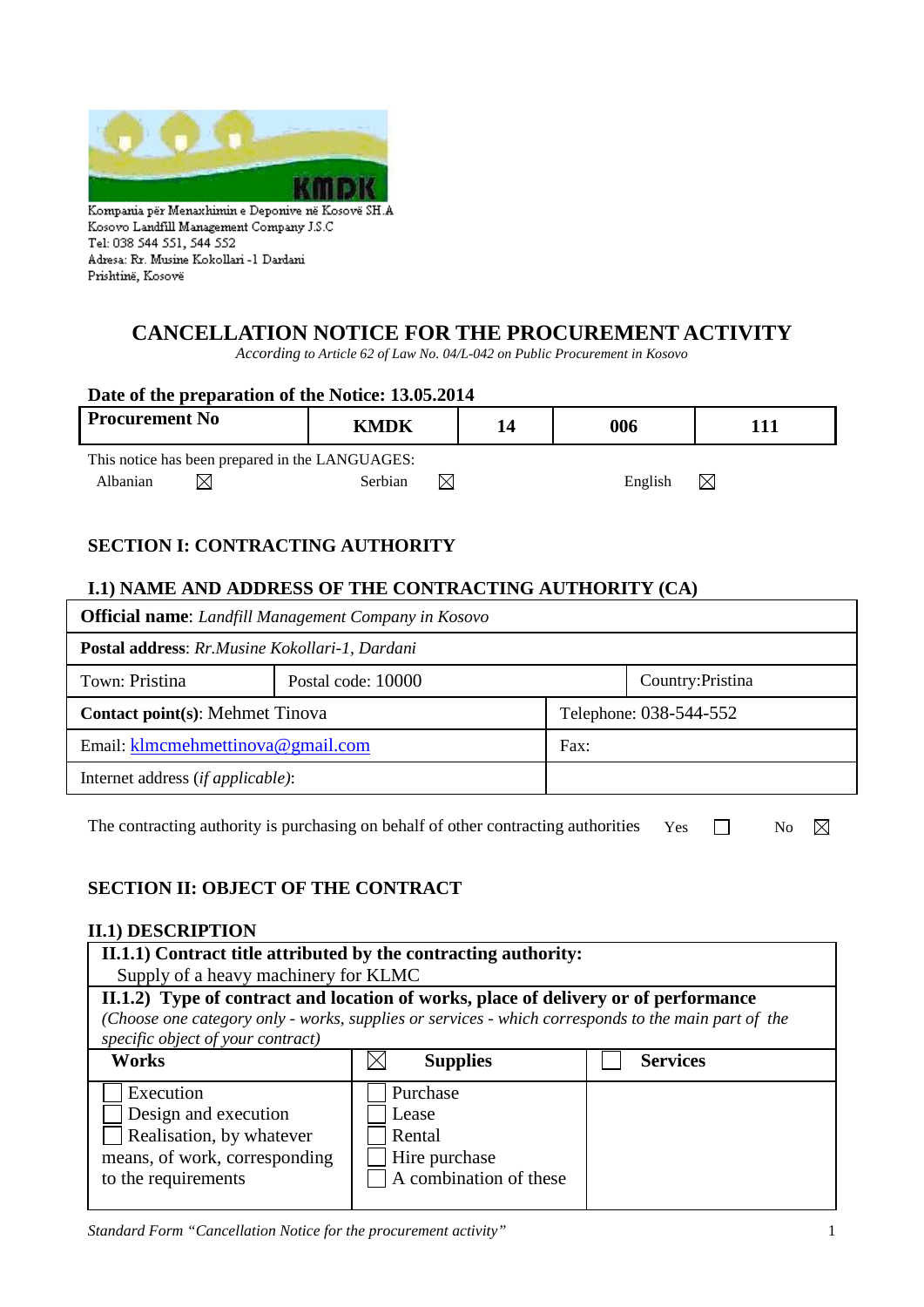Kompania për Menaxhimin e Deponive në Kosovë SH.A
Kosovo Landfill Management Company J.S.C
Tel: 038 544 551, 544 552
Adresa: Rr. Musine Kokollari -1 Dardani
Prishtinë, Kosovë

# CANCELLATION NOTICE FOR THE PROCUREMENT ACTIVITY

*According to Article 62 of Law No. 04/L-042 on Public Procurement in Kosovo*

**Date of the preparation of the Notice: 13.05.2014**

| **Procurement No** | **KMDK** | **14** | **006** | **111** |
|---|---|---|---|---|

This notice has been prepared in the LANGUAGES:

Albanian ☒ Serbian ☒ English ☒

## SECTION I: CONTRACTING AUTHORITY

### I.1) NAME AND ADDRESS OF THE CONTRACTING AUTHORITY (CA)

| **Official name**: *Landfill Management Company in Kosovo* | | |
|---|---|---|
| **Postal address**: *Rr.Musine Kokollari-1, Dardani* | | |
| Town: Pristina | Postal code: 10000 | Country:Pristina |
| **Contact point(s)**: Mehmet Tinova | | Telephone: 038-544-552 |
| Email: klmcmehmettinova@gmail.com | | Fax: |
| Internet address (*if applicable*): | | |

The contracting authority is purchasing on behalf of other contracting authorities Yes ☐ No ☒

## SECTION II: OBJECT OF THE CONTRACT

### II.1) DESCRIPTION

| **II.1.1) Contract title attributed by the contracting authority:** Supply of a heavy machinery for KLMC | | |
|---|---|---|
| **II.1.2) Type of contract and location of works, place of delivery or of performance** *(Choose one category only - works, supplies or services - which corresponds to the main part of the specific object of your contract)* | | |
| **Works** | ☒ **Supplies** | ☐ **Services** |
| ☐ Execution<br>☐ Design and execution<br>☐ Realisation, by whatever means, of work, corresponding to the requirements | ☐ Purchase<br>☐ Lease<br>☐ Rental<br>☐ Hire purchase<br>☐ A combination of these | |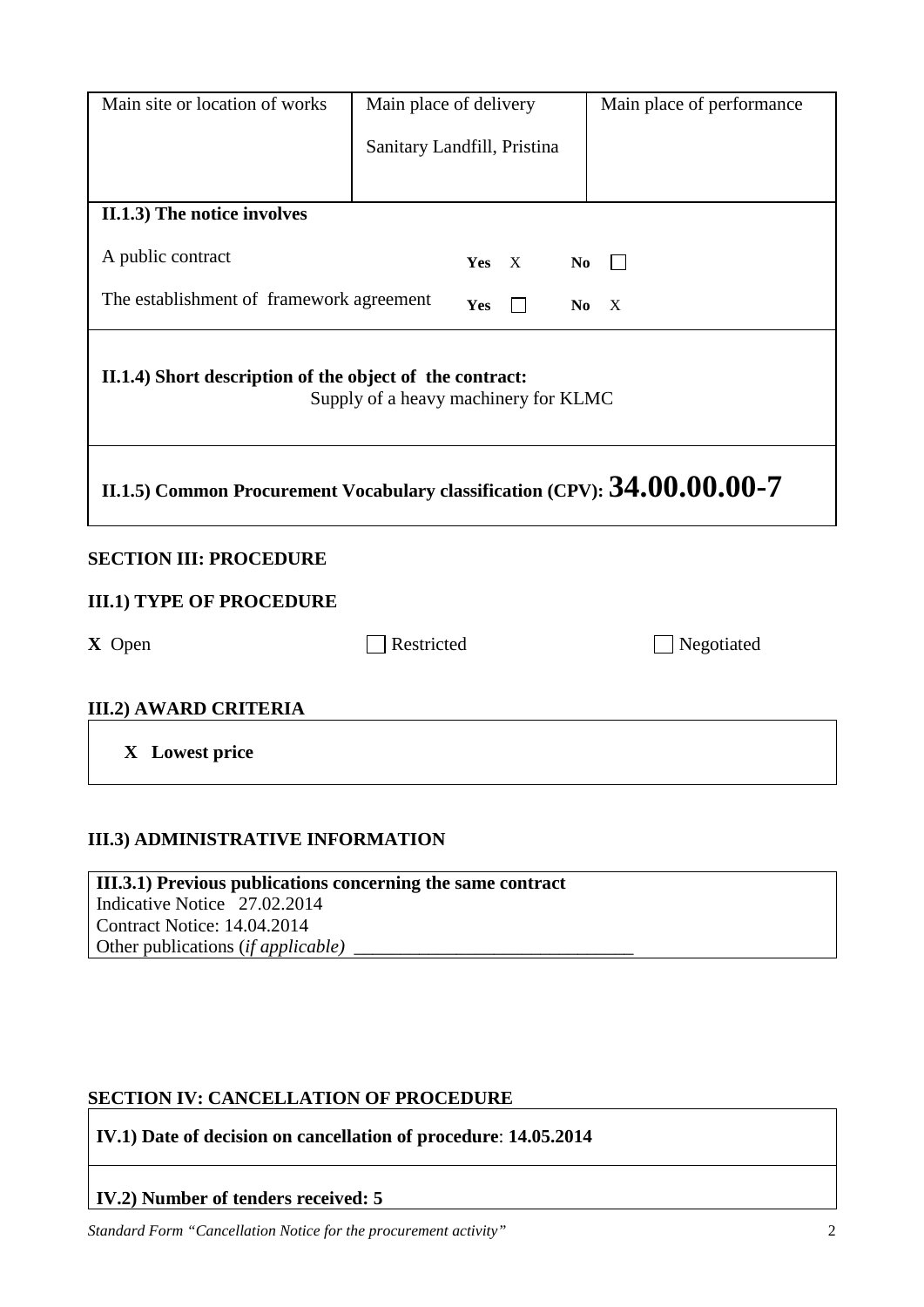| Main site or location of works | Main place of delivery | Main place of performance |
|---|---|---|
| | Sanitary Landfill, Pristina | |

**II.1.3) The notice involves**

| | | |
|---|---|---|
| A public contract | **Yes** X | **No** ☐ |
| The establishment of framework agreement | **Yes** ☐ | **No** X |

**II.1.4) Short description of the object of the contract:**
Supply of a heavy machinery for KLMC

**II.1.5) Common Procurement Vocabulary classification (CPV): 34.00.00.00-7**

## SECTION III: PROCEDURE

### III.1) TYPE OF PROCEDURE

**X** Open ☐ Restricted ☐ Negotiated

### III.2) AWARD CRITERIA

**X Lowest price**

### III.3) ADMINISTRATIVE INFORMATION

**III.3.1) Previous publications concerning the same contract**
Indicative Notice 27.02.2014
Contract Notice: 14.04.2014
Other publications (*if applicable)* ______________________________

## SECTION IV: CANCELLATION OF PROCEDURE

**IV.1) Date of decision on cancellation of procedure**: **14.05.2014**

**IV.2) Number of tenders received: 5**

*Standard Form "Cancellation Notice for the procurement activity"*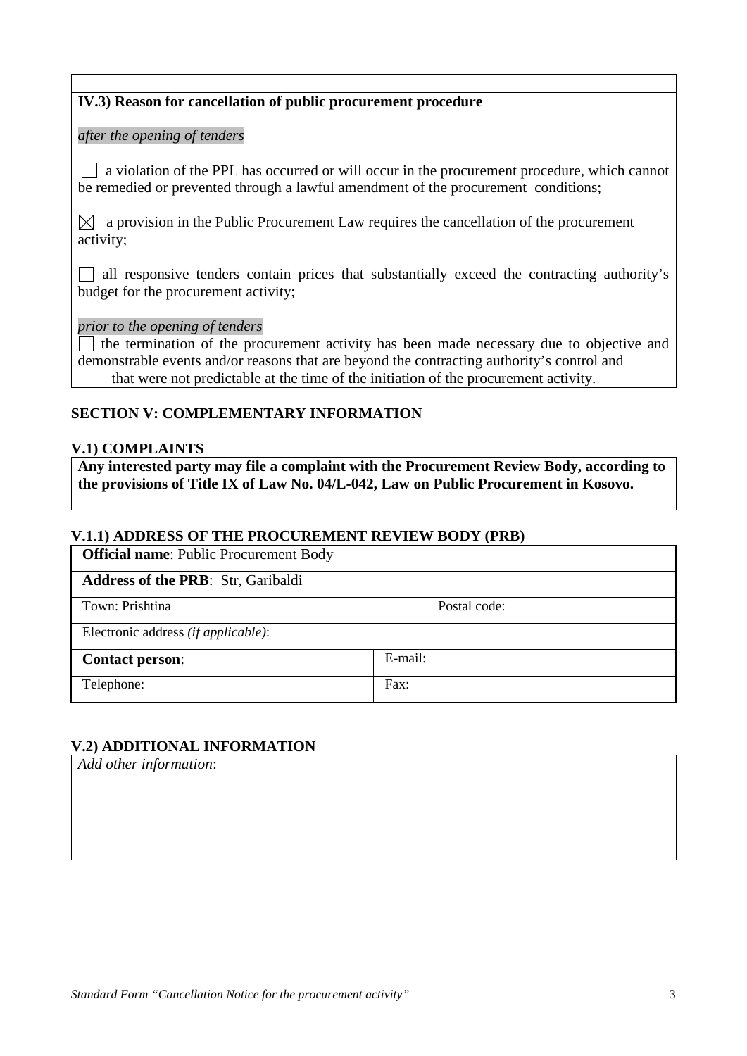**IV.3) Reason for cancellation of public procurement procedure**

*after the opening of tenders*

☐ a violation of the PPL has occurred or will occur in the procurement procedure, which cannot be remedied or prevented through a lawful amendment of the procurement conditions;

☒ a provision in the Public Procurement Law requires the cancellation of the procurement activity;

☐ all responsive tenders contain prices that substantially exceed the contracting authority's budget for the procurement activity;

*prior to the opening of tenders*

☐ the termination of the procurement activity has been made necessary due to objective and demonstrable events and/or reasons that are beyond the contracting authority's control and that were not predictable at the time of the initiation of the procurement activity.

## SECTION V: COMPLEMENTARY INFORMATION

### V.1) COMPLAINTS

**Any interested party may file a complaint with the Procurement Review Body, according to the provisions of Title IX of Law No. 04/L-042, Law on Public Procurement in Kosovo.**

### V.1.1) ADDRESS OF THE PROCUREMENT REVIEW BODY (PRB)

| | |
|---|---|
| **Official name**: Public Procurement Body | |
| **Address of the PRB**: Str, Garibaldi | |
| Town: Prishtina | Postal code: |
| Electronic address *(if applicable)*: | |
| **Contact person**: | E-mail: |
| Telephone: | Fax: |

### V.2) ADDITIONAL INFORMATION

*Add other information*: